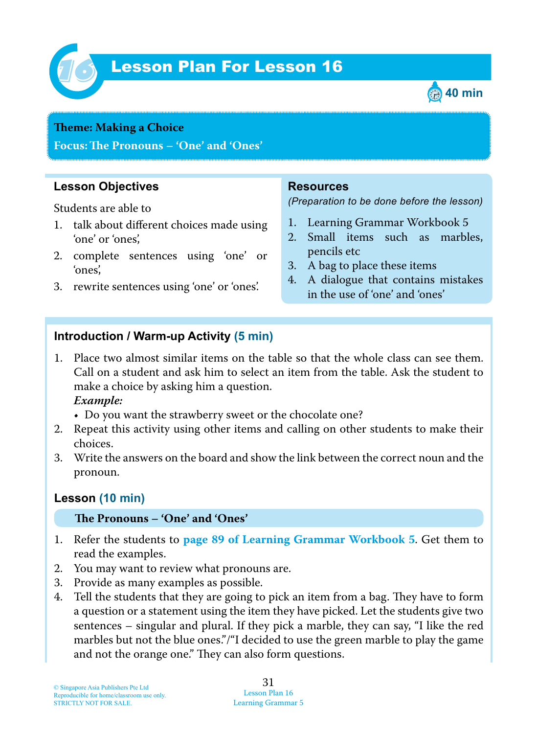# Lesson Plan For Lesson 16

40 min

**Theme: Making a Choice**

**Focus: The Pronouns – 'One' and 'Ones'**

## Lesson Objectives

Students are able to

1. talk about different choices made using 'one' or 'ones',
2. complete sentences using 'one' or 'ones',
3. rewrite sentences using 'one' or 'ones'.

## Resources

*(Preparation to be done before the lesson)*

1. Learning Grammar Workbook 5
2. Small items such as marbles, pencils etc
3. A bag to place these items
4. A dialogue that contains mistakes in the use of 'one' and 'ones'

## Introduction / Warm-up Activity (5 min)

1. Place two almost similar items on the table so that the whole class can see them. Call on a student and ask him to select an item from the table. Ask the student to make a choice by asking him a question.
   ***Example:***
   - Do you want the strawberry sweet or the chocolate one?
2. Repeat this activity using other items and calling on other students to make their choices.
3. Write the answers on the board and show the link between the correct noun and the pronoun.

## Lesson (10 min)

### The Pronouns – 'One' and 'Ones'

1. Refer the students to **page 89 of Learning Grammar Workbook 5**. Get them to read the examples.
2. You may want to review what pronouns are.
3. Provide as many examples as possible.
4. Tell the students that they are going to pick an item from a bag. They have to form a question or a statement using the item they have picked. Let the students give two sentences – singular and plural. If they pick a marble, they can say, "I like the red marbles but not the blue ones."/"I decided to use the green marble to play the game and not the orange one." They can also form questions.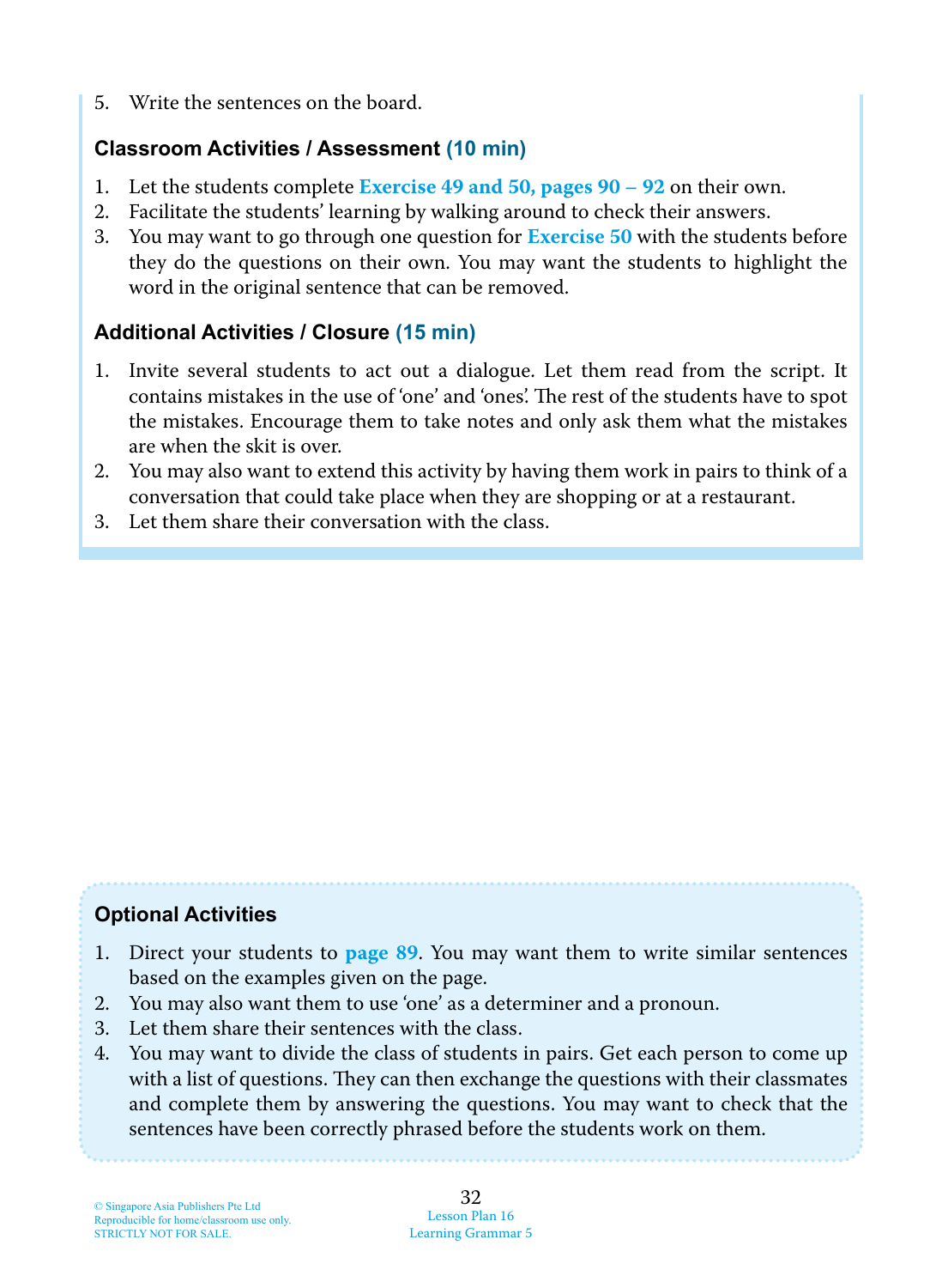5. Write the sentences on the board.

### Classroom Activities / Assessment (10 min)

1. Let the students complete **Exercise 49 and 50, pages 90 – 92** on their own.
2. Facilitate the students' learning by walking around to check their answers.
3. You may want to go through one question for **Exercise 50** with the students before they do the questions on their own. You may want the students to highlight the word in the original sentence that can be removed.

### Additional Activities / Closure (15 min)

1. Invite several students to act out a dialogue. Let them read from the script. It contains mistakes in the use of 'one' and 'ones'. The rest of the students have to spot the mistakes. Encourage them to take notes and only ask them what the mistakes are when the skit is over.
2. You may also want to extend this activity by having them work in pairs to think of a conversation that could take place when they are shopping or at a restaurant.
3. Let them share their conversation with the class.

### Optional Activities

1. Direct your students to **page 89**. You may want them to write similar sentences based on the examples given on the page.
2. You may also want them to use 'one' as a determiner and a pronoun.
3. Let them share their sentences with the class.
4. You may want to divide the class of students in pairs. Get each person to come up with a list of questions. They can then exchange the questions with their classmates and complete them by answering the questions. You may want to check that the sentences have been correctly phrased before the students work on them.

© Singapore Asia Publishers Pte Ltd
Reproducible for home/classroom use only.
STRICTLY NOT FOR SALE.